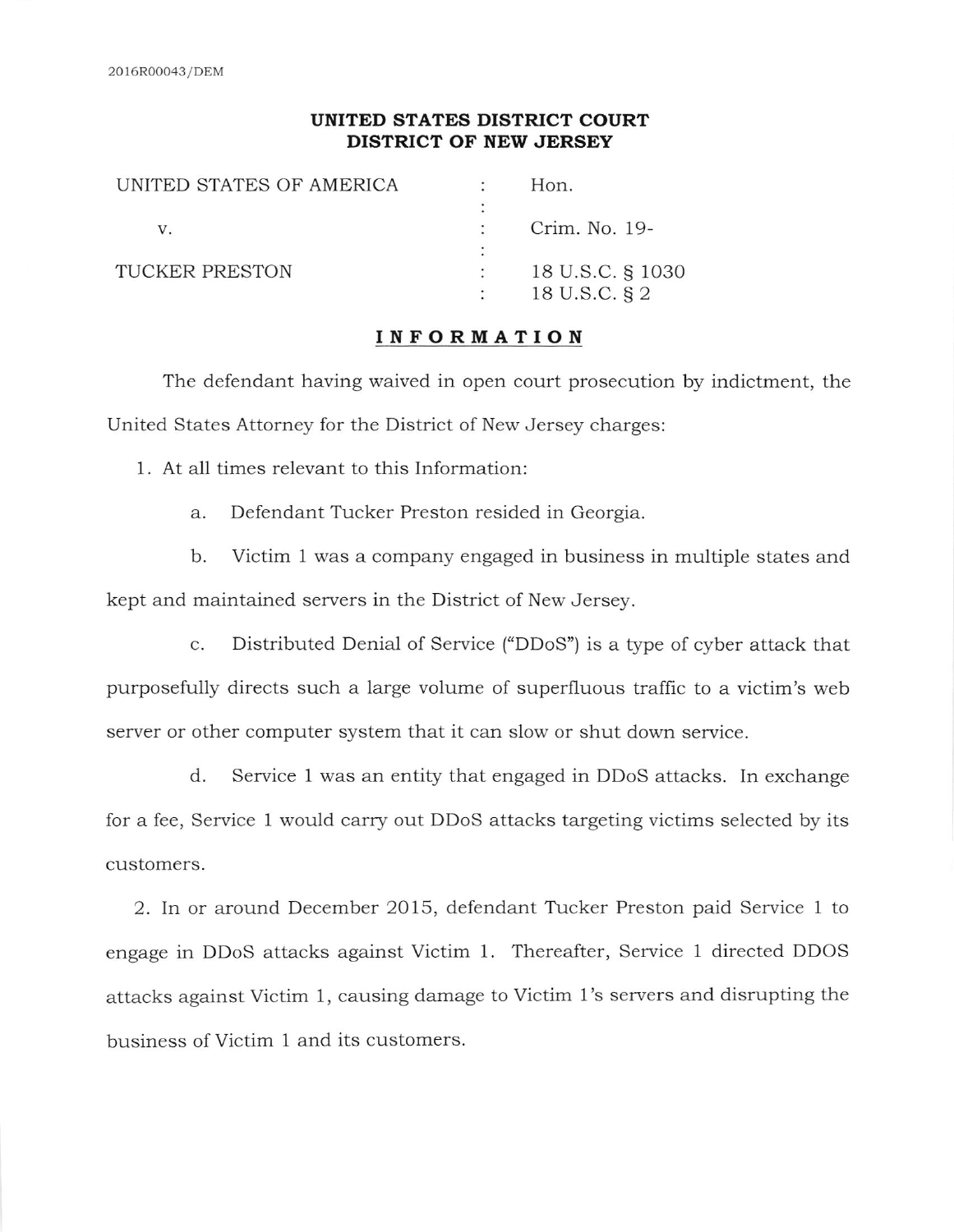2016R00043/DEM

**UNITED STATES DISTRICT COURT**
**DISTRICT OF NEW JERSEY**

| | | |
|---|---|---|
| UNITED STATES OF AMERICA | : | Hon. |
| | : | |
| v. | : | Crim. No. 19- |
| | : | |
| TUCKER PRESTON | : | 18 U.S.C. § 1030 |
| | : | 18 U.S.C. § 2 |

## INFORMATION

The defendant having waived in open court prosecution by indictment, the United States Attorney for the District of New Jersey charges:

1. At all times relevant to this Information:

   a. Defendant Tucker Preston resided in Georgia.

   b. Victim 1 was a company engaged in business in multiple states and kept and maintained servers in the District of New Jersey.

   c. Distributed Denial of Service ("DDoS") is a type of cyber attack that purposefully directs such a large volume of superfluous traffic to a victim's web server or other computer system that it can slow or shut down service.

   d. Service 1 was an entity that engaged in DDoS attacks. In exchange for a fee, Service 1 would carry out DDoS attacks targeting victims selected by its customers.

2. In or around December 2015, defendant Tucker Preston paid Service 1 to engage in DDoS attacks against Victim 1. Thereafter, Service 1 directed DDOS attacks against Victim 1, causing damage to Victim 1's servers and disrupting the business of Victim 1 and its customers.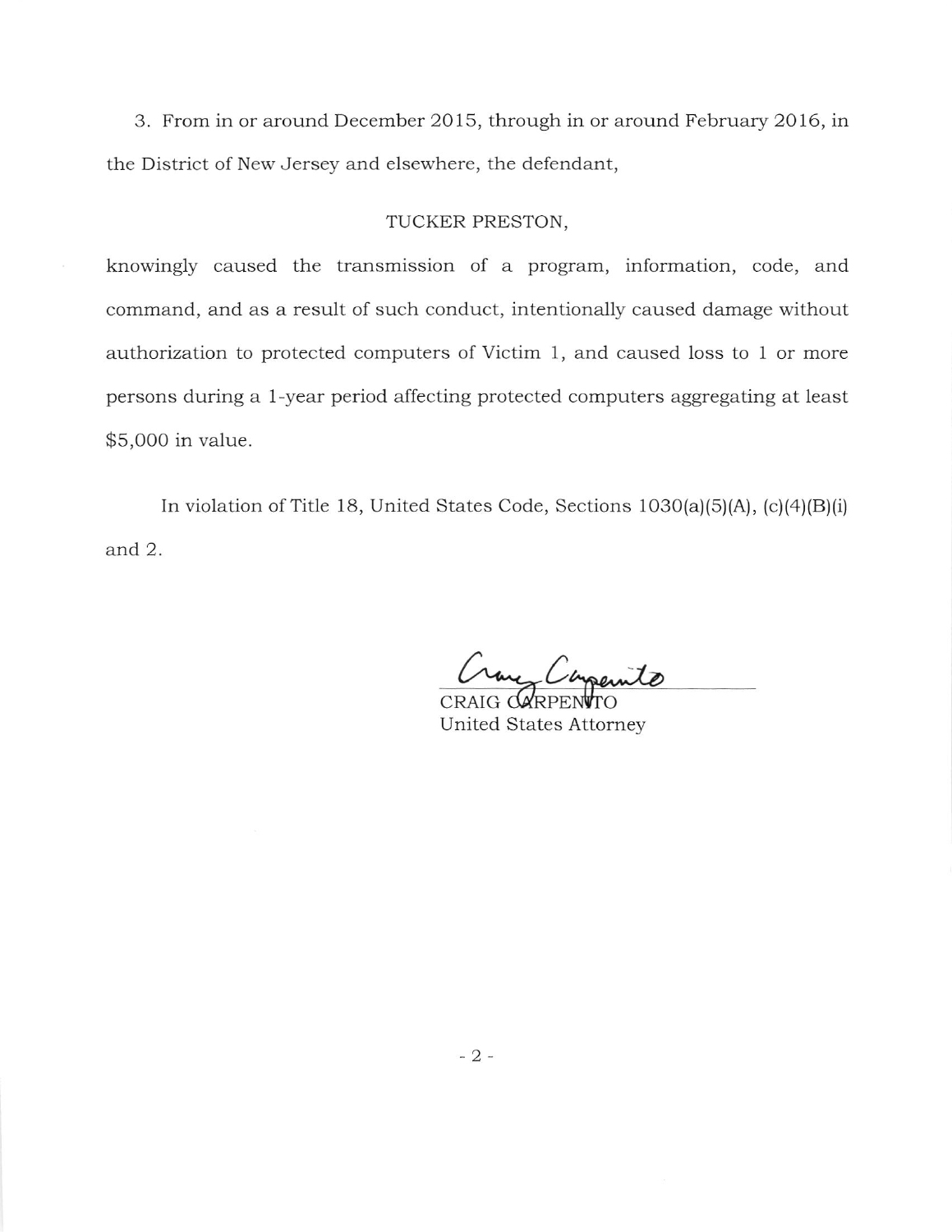3. From in or around December 2015, through in or around February 2016, in the District of New Jersey and elsewhere, the defendant,

TUCKER PRESTON,

knowingly caused the transmission of a program, information, code, and command, and as a result of such conduct, intentionally caused damage without authorization to protected computers of Victim 1, and caused loss to 1 or more persons during a 1-year period affecting protected computers aggregating at least $5,000 in value.

In violation of Title 18, United States Code, Sections 1030(a)(5)(A), (c)(4)(B)(i) and 2.

CRAIG CARPENITO
United States Attorney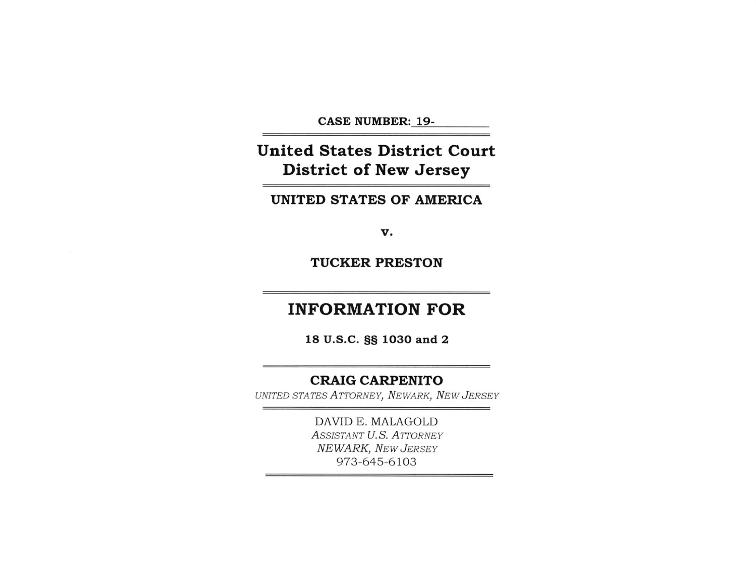CASE NUMBER: 19-\_\_\_\_\_\_\_\_

---

# United States District Court
# District of New Jersey

---

**UNITED STATES OF AMERICA**

**v.**

**TUCKER PRESTON**

---

## INFORMATION FOR

**18 U.S.C. §§ 1030 and 2**

---

**CRAIG CARPENITO**

*UNITED STATES ATTORNEY, NEWARK, NEW JERSEY*

---

DAVID E. MALAGOLD

*ASSISTANT U.S. ATTORNEY*

*NEWARK, NEW JERSEY*

973-645-6103

---